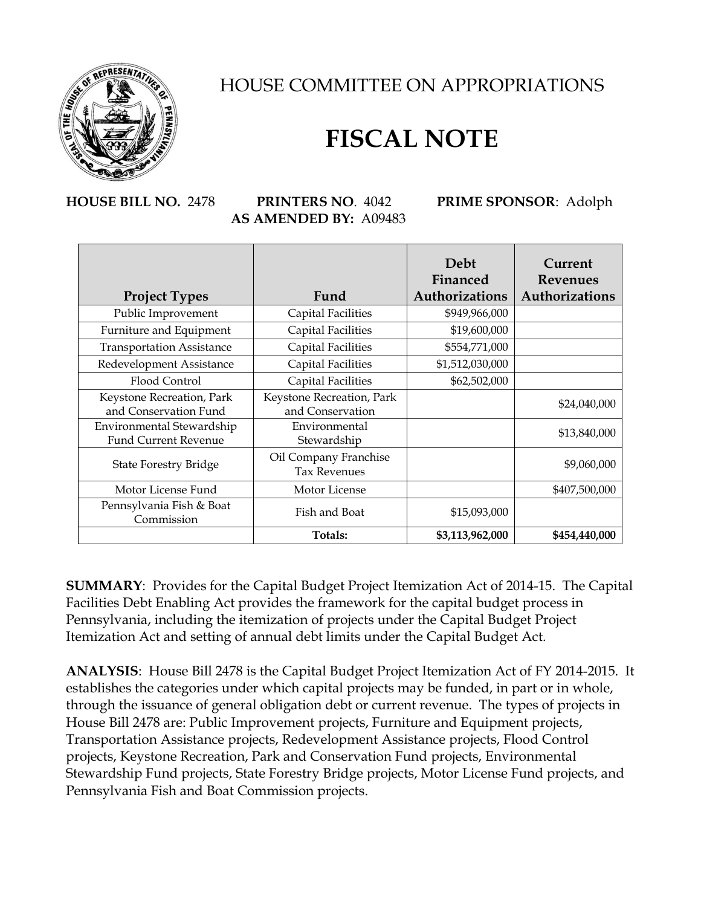# HOUSE COMMITTEE ON APPROPRIATIONS

# FISCAL NOTE

**HOUSE BILL NO.** 2478 **PRINTERS NO**. 4042 **PRIME SPONSOR**: Adolph
**AS AMENDED BY:** A09483

| Project Types | Fund | Debt Financed Authorizations | Current Revenues Authorizations |
|---|---|---|---|
| Public Improvement | Capital Facilities | $949,966,000 | |
| Furniture and Equipment | Capital Facilities | $19,600,000 | |
| Transportation Assistance | Capital Facilities | $554,771,000 | |
| Redevelopment Assistance | Capital Facilities | $1,512,030,000 | |
| Flood Control | Capital Facilities | $62,502,000 | |
| Keystone Recreation, Park and Conservation Fund | Keystone Recreation, Park and Conservation | | $24,040,000 |
| Environmental Stewardship Fund Current Revenue | Environmental Stewardship | | $13,840,000 |
| State Forestry Bridge | Oil Company Franchise Tax Revenues | | $9,060,000 |
| Motor License Fund | Motor License | | $407,500,000 |
| Pennsylvania Fish & Boat Commission | Fish and Boat | $15,093,000 | |
| | **Totals:** | **$3,113,962,000** | **$454,440,000** |

**SUMMARY**: Provides for the Capital Budget Project Itemization Act of 2014-15. The Capital Facilities Debt Enabling Act provides the framework for the capital budget process in Pennsylvania, including the itemization of projects under the Capital Budget Project Itemization Act and setting of annual debt limits under the Capital Budget Act.

**ANALYSIS**: House Bill 2478 is the Capital Budget Project Itemization Act of FY 2014-2015. It establishes the categories under which capital projects may be funded, in part or in whole, through the issuance of general obligation debt or current revenue. The types of projects in House Bill 2478 are: Public Improvement projects, Furniture and Equipment projects, Transportation Assistance projects, Redevelopment Assistance projects, Flood Control projects, Keystone Recreation, Park and Conservation Fund projects, Environmental Stewardship Fund projects, State Forestry Bridge projects, Motor License Fund projects, and Pennsylvania Fish and Boat Commission projects.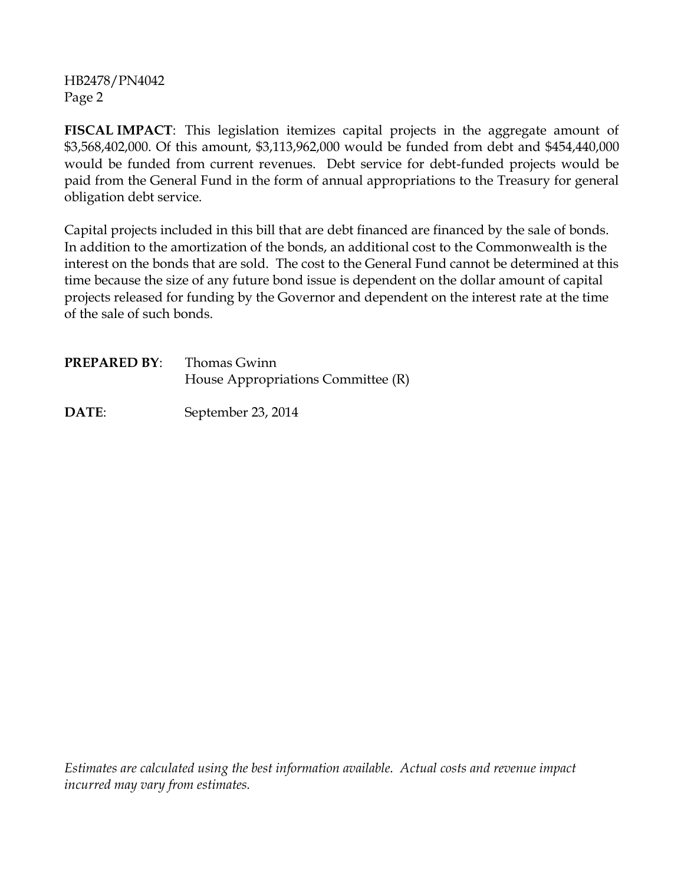**FISCAL IMPACT**: This legislation itemizes capital projects in the aggregate amount of $3,568,402,000. Of this amount, $3,113,962,000 would be funded from debt and $454,440,000 would be funded from current revenues. Debt service for debt-funded projects would be paid from the General Fund in the form of annual appropriations to the Treasury for general obligation debt service.

Capital projects included in this bill that are debt financed are financed by the sale of bonds. In addition to the amortization of the bonds, an additional cost to the Commonwealth is the interest on the bonds that are sold. The cost to the General Fund cannot be determined at this time because the size of any future bond issue is dependent on the dollar amount of capital projects released for funding by the Governor and dependent on the interest rate at the time of the sale of such bonds.

**PREPARED BY**: Thomas Gwinn
House Appropriations Committee (R)

**DATE**: September 23, 2014

*Estimates are calculated using the best information available. Actual costs and revenue impact incurred may vary from estimates.*